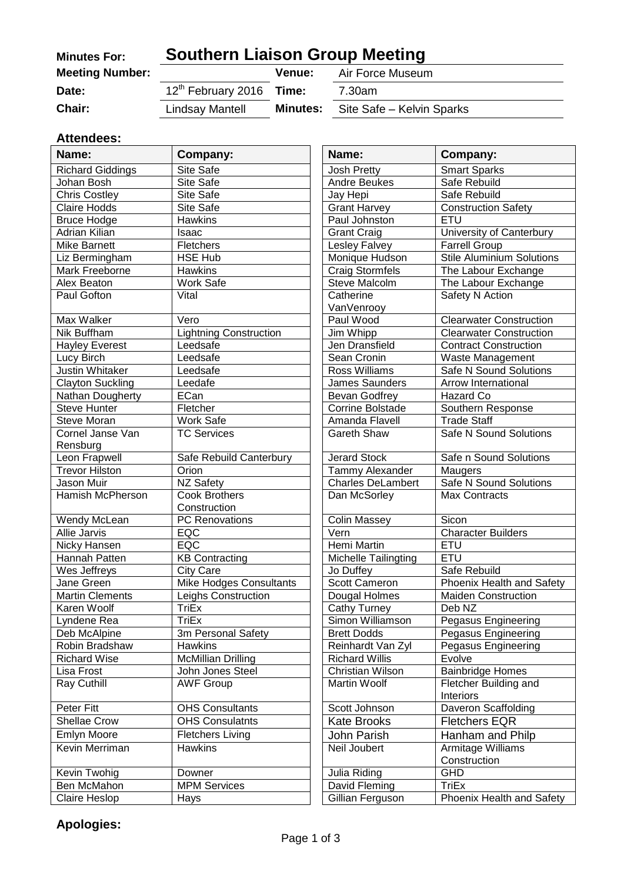| **Minutes For:** | **Southern Liaison Group Meeting** | | |
|---|---|---|---|
| **Meeting Number:** | | **Venue:** | Air Force Museum |
| **Date:** | $12^{th}$ February 2016 | **Time:** | 7.30am |
| **Chair:** | Lindsay Mantell | **Minutes:** | Site Safe – Kelvin Sparks |

## Attendees:

| Name: | Company: | Name: | Company: |
|---|---|---|---|
| Richard Giddings | Site Safe | Josh Pretty | Smart Sparks |
| Johan Bosh | Site Safe | Andre Beukes | Safe Rebuild |
| Chris Costley | Site Safe | Jay Hepi | Safe Rebuild |
| Claire Hodds | Site Safe | Grant Harvey | Construction Safety |
| Bruce Hodge | Hawkins | Paul Johnston | ETU |
| Adrian Kilian | Isaac | Grant Craig | University of Canterbury |
| Mike Barnett | Fletchers | Lesley Falvey | Farrell Group |
| Liz Bermingham | HSE Hub | Monique Hudson | Stile Aluminium Solutions |
| Mark Freeborne | Hawkins | Craig Stormfels | The Labour Exchange |
| Alex Beaton | Work Safe | Steve Malcolm | The Labour Exchange |
| Paul Gofton | Vital | Catherine VanVenrooy | Safety N Action |
| Max Walker | Vero | Paul Wood | Clearwater Construction |
| Nik Buffham | Lightning Construction | Jim Whipp | Clearwater Construction |
| Hayley Everest | Leedsafe | Jen Dransfield | Contract Construction |
| Lucy Birch | Leedsafe | Sean Cronin | Waste Management |
| Justin Whitaker | Leedsafe | Ross Williams | Safe N Sound Solutions |
| Clayton Suckling | Leedafe | James Saunders | Arrow International |
| Nathan Dougherty | ECan | Bevan Godfrey | Hazard Co |
| Steve Hunter | Fletcher | Corrine Bolstade | Southern Response |
| Steve Moran | Work Safe | Amanda Flavell | Trade Staff |
| Cornel Janse Van Rensburg | TC Services | Gareth Shaw | Safe N Sound Solutions |
| Leon Frapwell | Safe Rebuild Canterbury | Jerard Stock | Safe n Sound Solutions |
| Trevor Hilston | Orion | Tammy Alexander | Maugers |
| Jason Muir | NZ Safety | Charles DeLambert | Safe N Sound Solutions |
| Hamish McPherson | Cook Brothers Construction | Dan McSorley | Max Contracts |
| Wendy McLean | PC Renovations | Colin Massey | Sicon |
| Allie Jarvis | EQC | Vern | Character Builders |
| Nicky Hansen | EQC | Hemi Martin | ETU |
| Hannah Patten | KB Contracting | Michelle Tailingting | ETU |
| Wes Jeffreys | City Care | Jo Duffey | Safe Rebuild |
| Jane Green | Mike Hodges Consultants | Scott Cameron | Phoenix Health and Safety |
| Martin Clements | Leighs Construction | Dougal Holmes | Maiden Construction |
| Karen Woolf | TriEx | Cathy Turney | Deb NZ |
| Lyndene Rea | TriEx | Simon Williamson | Pegasus Engineering |
| Deb McAlpine | 3m Personal Safety | Brett Dodds | Pegasus Engineering |
| Robin Bradshaw | Hawkins | Reinhardt Van Zyl | Pegasus Engineering |
| Richard Wise | McMillian Drilling | Richard Willis | Evolve |
| Lisa Frost | John Jones Steel | Christian Wilson | Bainbridge Homes |
| Ray Cuthill | AWF Group | Martin Woolf | Fletcher Building and Interiors |
| Peter Fitt | OHS Consultants | Scott Johnson | Daveron Scaffolding |
| Shellae Crow | OHS Consulatnts | Kate Brooks | Fletchers EQR |
| Emlyn Moore | Fletchers Living | John Parish | Hanham and Philp |
| Kevin Merriman | Hawkins | Neil Joubert | Armitage Williams Construction |
| Kevin Twohig | Downer | Julia Riding | GHD |
| Ben McMahon | MPM Services | David Fleming | TriEx |
| Claire Heslop | Hays | Gillian Ferguson | Phoenix Health and Safety |

## Apologies: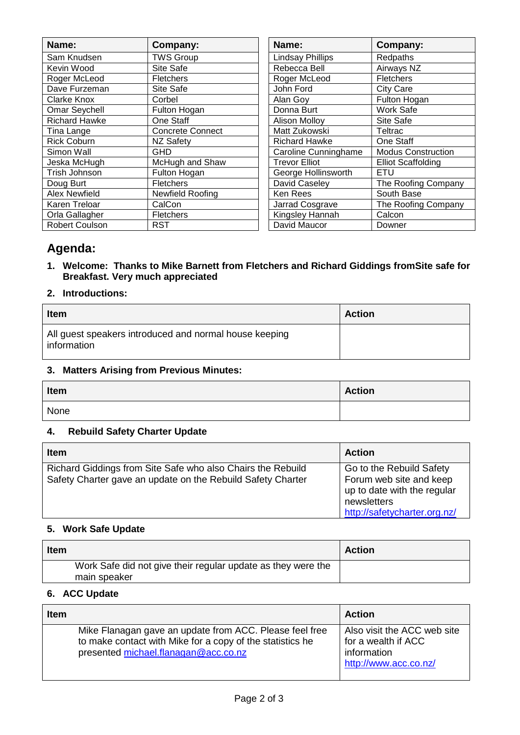| Name: | Company: |
|---|---|
| Sam Knudsen | TWS Group |
| Kevin Wood | Site Safe |
| Roger McLeod | Fletchers |
| Dave Furzeman | Site Safe |
| Clarke Knox | Corbel |
| Omar Seychell | Fulton Hogan |
| Richard Hawke | One Staff |
| Tina Lange | Concrete Connect |
| Rick Coburn | NZ Safety |
| Simon Wall | GHD |
| Jeska McHugh | McHugh and Shaw |
| Trish Johnson | Fulton Hogan |
| Doug Burt | Fletchers |
| Alex Newfield | Newfield Roofing |
| Karen Treloar | CalCon |
| Orla Gallagher | Fletchers |
| Robert Coulson | RST |

| Name: | Company: |
|---|---|
| Lindsay Phillips | Redpaths |
| Rebecca Bell | Airways NZ |
| Roger McLeod | Fletchers |
| John Ford | City Care |
| Alan Goy | Fulton Hogan |
| Donna Burt | Work Safe |
| Alison Molloy | Site Safe |
| Matt Zukowski | Teltrac |
| Richard Hawke | One Staff |
| Caroline Cunninghame | Modus Construction |
| Trevor Elliot | Elliot Scaffolding |
| George Hollinsworth | ETU |
| David Caseley | The Roofing Company |
| Ken Rees | South Base |
| Jarrad Cosgrave | The Roofing Company |
| Kingsley Hannah | Calcon |
| David Maucor | Downer |

# Agenda:

1. **Welcome: Thanks to Mike Barnett from Fletchers and Richard Giddings fromSite safe for Breakfast. Very much appreciated**

2. **Introductions:**

| Item | Action |
|---|---|
| All guest speakers introduced and normal house keeping information | |

3. **Matters Arising from Previous Minutes:**

| Item | Action |
|---|---|
| None | |

4. **Rebuild Safety Charter Update**

| Item | Action |
|---|---|
| Richard Giddings from Site Safe who also Chairs the Rebuild Safety Charter gave an update on the Rebuild Safety Charter | Go to the Rebuild Safety Forum web site and keep up to date with the regular newsletters http://safetycharter.org.nz/ |

5. **Work Safe Update**

| Item | Action |
|---|---|
| Work Safe did not give their regular update as they were the main speaker | |

6. **ACC Update**

| Item | Action |
|---|---|
| Mike Flanagan gave an update from ACC. Please feel free to make contact with Mike for a copy of the statistics he presented michael.flanagan@acc.co.nz | Also visit the ACC web site for a wealth if ACC information http://www.acc.co.nz/ |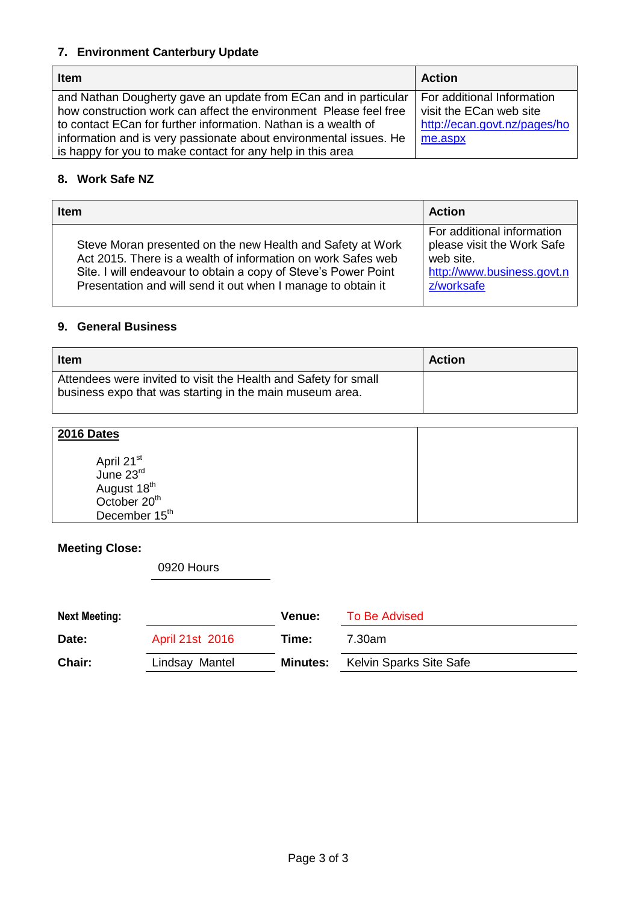### 7. Environment Canterbury Update

| Item | Action |
| --- | --- |
| and Nathan Dougherty gave an update from ECan and in particular how construction work can affect the environment  Please feel free to contact ECan for further information. Nathan is a wealth of information and is very passionate about environmental issues. He is happy for you to make contact for any help in this area | For additional Information visit the ECan web site http://ecan.govt.nz/pages/home.aspx |

### 8. Work Safe NZ

| Item | Action |
| --- | --- |
| Steve Moran presented on the new Health and Safety at Work Act 2015. There is a wealth of information on work Safes web Site. I will endeavour to obtain a copy of Steve's Power Point Presentation and will send it out when I manage to obtain it | For additional information please visit the Work Safe web site. http://www.business.govt.nz/worksafe |

### 9. General Business

| Item | Action |
| --- | --- |
| Attendees were invited to visit the Health and Safety for small business expo that was starting in the main museum area. | |

| | |
| --- | --- |
| **2016 Dates**<br><br>April 21st<br>June 23rd<br>August 18th<br>October 20th<br>December 15th | |

**Meeting Close:**

0920 Hours

| | | | |
| --- | --- | --- | --- |
| **Next Meeting:** | | **Venue:** | To Be Advised |
| **Date:** | April 21st 2016 | **Time:** | 7.30am |
| **Chair:** | Lindsay Mantel | **Minutes:** | Kelvin Sparks Site Safe |